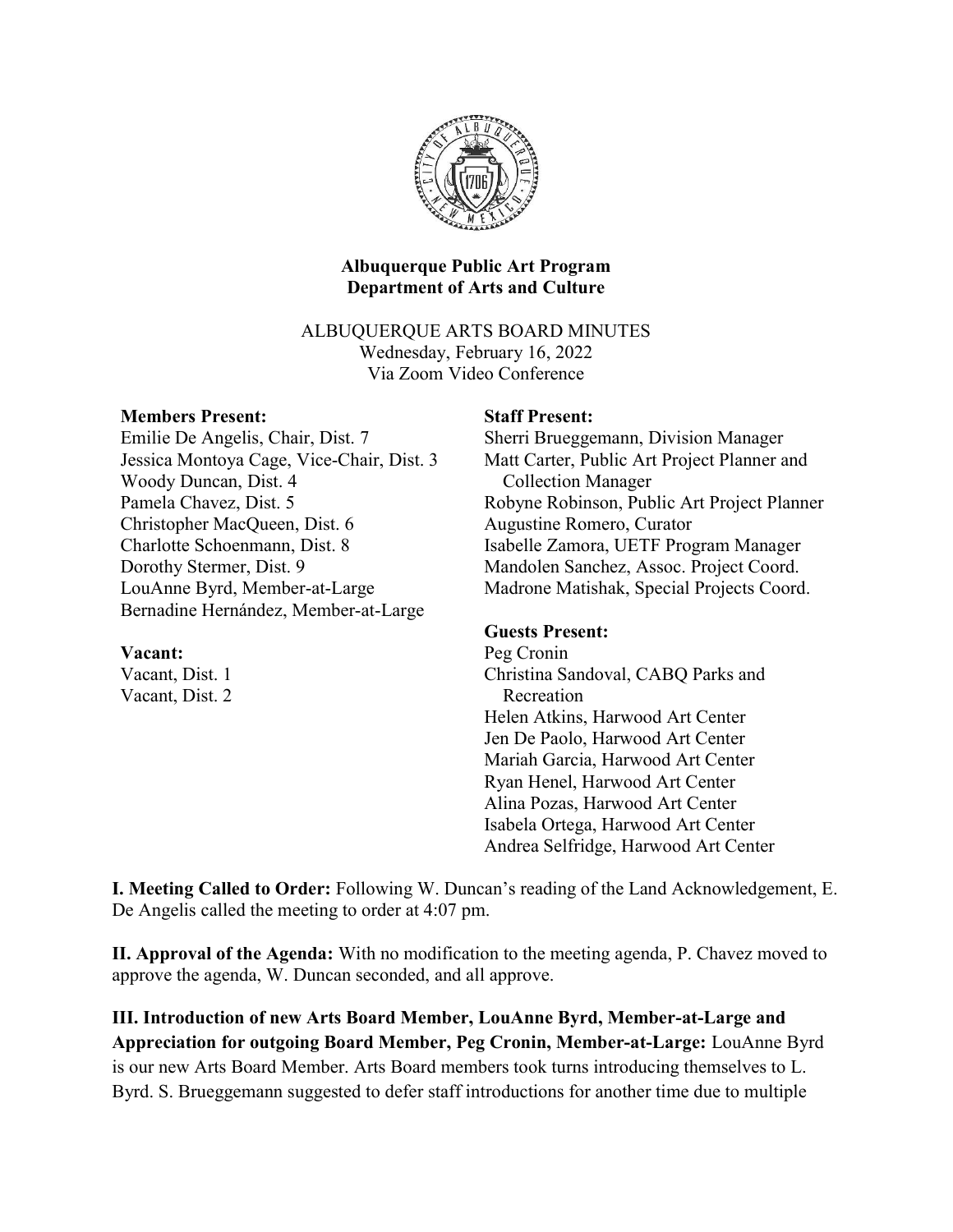**Albuquerque Public Art Program**
**Department of Arts and Culture**

ALBUQUERQUE ARTS BOARD MINUTES
Wednesday, February 16, 2022
Via Zoom Video Conference

**Members Present:**
Emilie De Angelis, Chair, Dist. 7
Jessica Montoya Cage, Vice-Chair, Dist. 3
Woody Duncan, Dist. 4
Pamela Chavez, Dist. 5
Christopher MacQueen, Dist. 6
Charlotte Schoenmann, Dist. 8
Dorothy Stermer, Dist. 9
LouAnne Byrd, Member-at-Large
Bernadine Hernández, Member-at-Large

**Vacant:**
Vacant, Dist. 1
Vacant, Dist. 2

**Staff Present:**
Sherri Brueggemann, Division Manager
Matt Carter, Public Art Project Planner and Collection Manager
Robyne Robinson, Public Art Project Planner
Augustine Romero, Curator
Isabelle Zamora, UETF Program Manager
Mandolen Sanchez, Assoc. Project Coord.
Madrone Matishak, Special Projects Coord.

**Guests Present:**
Peg Cronin
Christina Sandoval, CABQ Parks and Recreation
Helen Atkins, Harwood Art Center
Jen De Paolo, Harwood Art Center
Mariah Garcia, Harwood Art Center
Ryan Henel, Harwood Art Center
Alina Pozas, Harwood Art Center
Isabela Ortega, Harwood Art Center
Andrea Selfridge, Harwood Art Center

**I. Meeting Called to Order:** Following W. Duncan's reading of the Land Acknowledgement, E. De Angelis called the meeting to order at 4:07 pm.

**II. Approval of the Agenda:** With no modification to the meeting agenda, P. Chavez moved to approve the agenda, W. Duncan seconded, and all approve.

**III. Introduction of new Arts Board Member, LouAnne Byrd, Member-at-Large and Appreciation for outgoing Board Member, Peg Cronin, Member-at-Large:** LouAnne Byrd is our new Arts Board Member. Arts Board members took turns introducing themselves to L. Byrd. S. Brueggemann suggested to defer staff introductions for another time due to multiple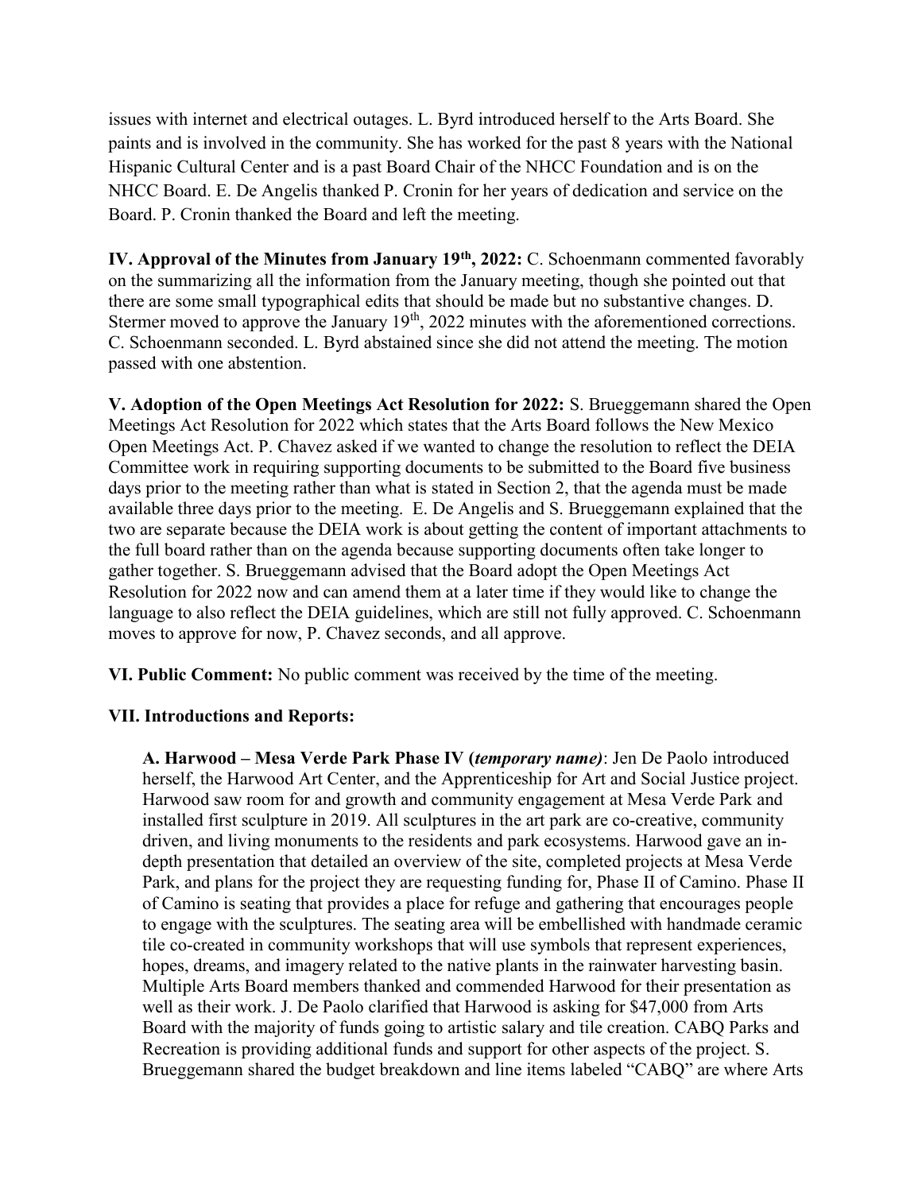issues with internet and electrical outages. L. Byrd introduced herself to the Arts Board. She paints and is involved in the community. She has worked for the past 8 years with the National Hispanic Cultural Center and is a past Board Chair of the NHCC Foundation and is on the NHCC Board. E. De Angelis thanked P. Cronin for her years of dedication and service on the Board. P. Cronin thanked the Board and left the meeting.

**IV. Approval of the Minutes from January 19th, 2022:** C. Schoenmann commented favorably on the summarizing all the information from the January meeting, though she pointed out that there are some small typographical edits that should be made but no substantive changes. D. Stermer moved to approve the January 19th, 2022 minutes with the aforementioned corrections. C. Schoenmann seconded. L. Byrd abstained since she did not attend the meeting. The motion passed with one abstention.

**V. Adoption of the Open Meetings Act Resolution for 2022:** S. Brueggemann shared the Open Meetings Act Resolution for 2022 which states that the Arts Board follows the New Mexico Open Meetings Act. P. Chavez asked if we wanted to change the resolution to reflect the DEIA Committee work in requiring supporting documents to be submitted to the Board five business days prior to the meeting rather than what is stated in Section 2, that the agenda must be made available three days prior to the meeting. E. De Angelis and S. Brueggemann explained that the two are separate because the DEIA work is about getting the content of important attachments to the full board rather than on the agenda because supporting documents often take longer to gather together. S. Brueggemann advised that the Board adopt the Open Meetings Act Resolution for 2022 now and can amend them at a later time if they would like to change the language to also reflect the DEIA guidelines, which are still not fully approved. C. Schoenmann moves to approve for now, P. Chavez seconds, and all approve.

**VI. Public Comment:** No public comment was received by the time of the meeting.

**VII. Introductions and Reports:**

**A. Harwood – Mesa Verde Park Phase IV (*temporary name)***: Jen De Paolo introduced herself, the Harwood Art Center, and the Apprenticeship for Art and Social Justice project. Harwood saw room for and growth and community engagement at Mesa Verde Park and installed first sculpture in 2019. All sculptures in the art park are co-creative, community driven, and living monuments to the residents and park ecosystems. Harwood gave an in-depth presentation that detailed an overview of the site, completed projects at Mesa Verde Park, and plans for the project they are requesting funding for, Phase II of Camino. Phase II of Camino is seating that provides a place for refuge and gathering that encourages people to engage with the sculptures. The seating area will be embellished with handmade ceramic tile co-created in community workshops that will use symbols that represent experiences, hopes, dreams, and imagery related to the native plants in the rainwater harvesting basin. Multiple Arts Board members thanked and commended Harwood for their presentation as well as their work. J. De Paolo clarified that Harwood is asking for $47,000 from Arts Board with the majority of funds going to artistic salary and tile creation. CABQ Parks and Recreation is providing additional funds and support for other aspects of the project. S. Brueggemann shared the budget breakdown and line items labeled "CABQ" are where Arts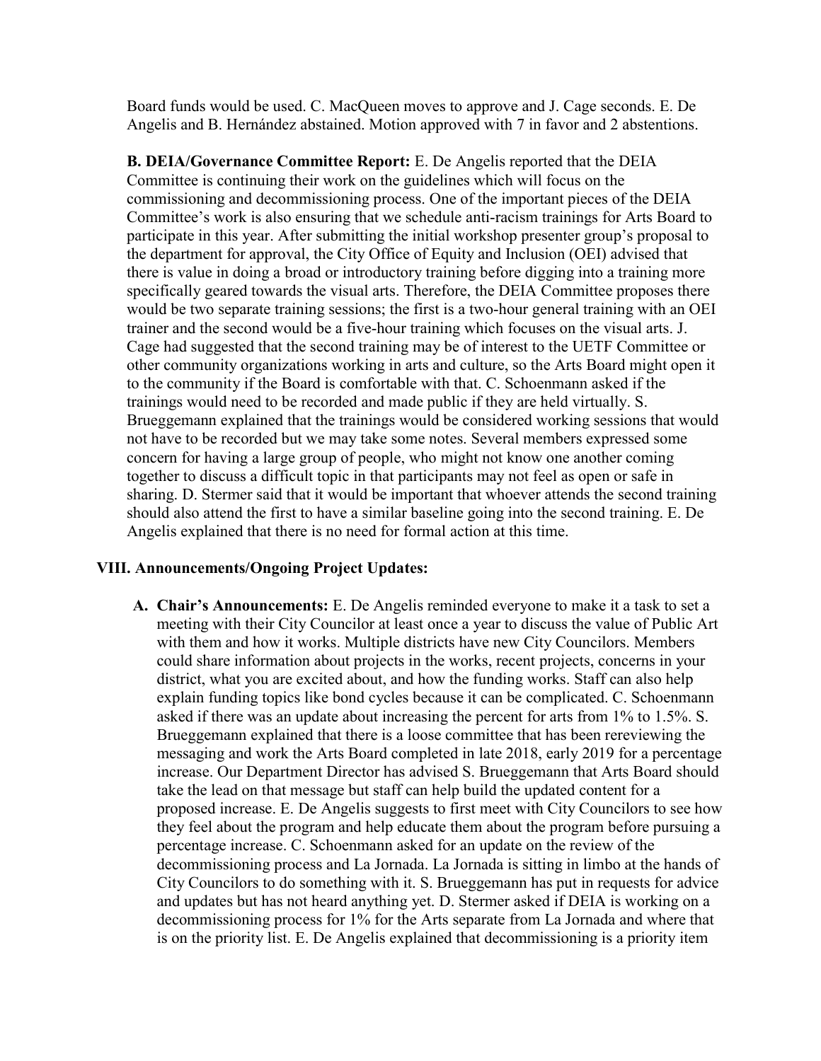Board funds would be used. C. MacQueen moves to approve and J. Cage seconds. E. De Angelis and B. Hernández abstained. Motion approved with 7 in favor and 2 abstentions.

**B. DEIA/Governance Committee Report:** E. De Angelis reported that the DEIA Committee is continuing their work on the guidelines which will focus on the commissioning and decommissioning process. One of the important pieces of the DEIA Committee's work is also ensuring that we schedule anti-racism trainings for Arts Board to participate in this year. After submitting the initial workshop presenter group's proposal to the department for approval, the City Office of Equity and Inclusion (OEI) advised that there is value in doing a broad or introductory training before digging into a training more specifically geared towards the visual arts. Therefore, the DEIA Committee proposes there would be two separate training sessions; the first is a two-hour general training with an OEI trainer and the second would be a five-hour training which focuses on the visual arts. J. Cage had suggested that the second training may be of interest to the UETF Committee or other community organizations working in arts and culture, so the Arts Board might open it to the community if the Board is comfortable with that. C. Schoenmann asked if the trainings would need to be recorded and made public if they are held virtually. S. Brueggemann explained that the trainings would be considered working sessions that would not have to be recorded but we may take some notes. Several members expressed some concern for having a large group of people, who might not know one another coming together to discuss a difficult topic in that participants may not feel as open or safe in sharing. D. Stermer said that it would be important that whoever attends the second training should also attend the first to have a similar baseline going into the second training. E. De Angelis explained that there is no need for formal action at this time.

## VIII. Announcements/Ongoing Project Updates:

**A. Chair's Announcements:** E. De Angelis reminded everyone to make it a task to set a meeting with their City Councilor at least once a year to discuss the value of Public Art with them and how it works. Multiple districts have new City Councilors. Members could share information about projects in the works, recent projects, concerns in your district, what you are excited about, and how the funding works. Staff can also help explain funding topics like bond cycles because it can be complicated. C. Schoenmann asked if there was an update about increasing the percent for arts from 1% to 1.5%. S. Brueggemann explained that there is a loose committee that has been rereviewing the messaging and work the Arts Board completed in late 2018, early 2019 for a percentage increase. Our Department Director has advised S. Brueggemann that Arts Board should take the lead on that message but staff can help build the updated content for a proposed increase. E. De Angelis suggests to first meet with City Councilors to see how they feel about the program and help educate them about the program before pursuing a percentage increase. C. Schoenmann asked for an update on the review of the decommissioning process and La Jornada. La Jornada is sitting in limbo at the hands of City Councilors to do something with it. S. Brueggemann has put in requests for advice and updates but has not heard anything yet. D. Stermer asked if DEIA is working on a decommissioning process for 1% for the Arts separate from La Jornada and where that is on the priority list. E. De Angelis explained that decommissioning is a priority item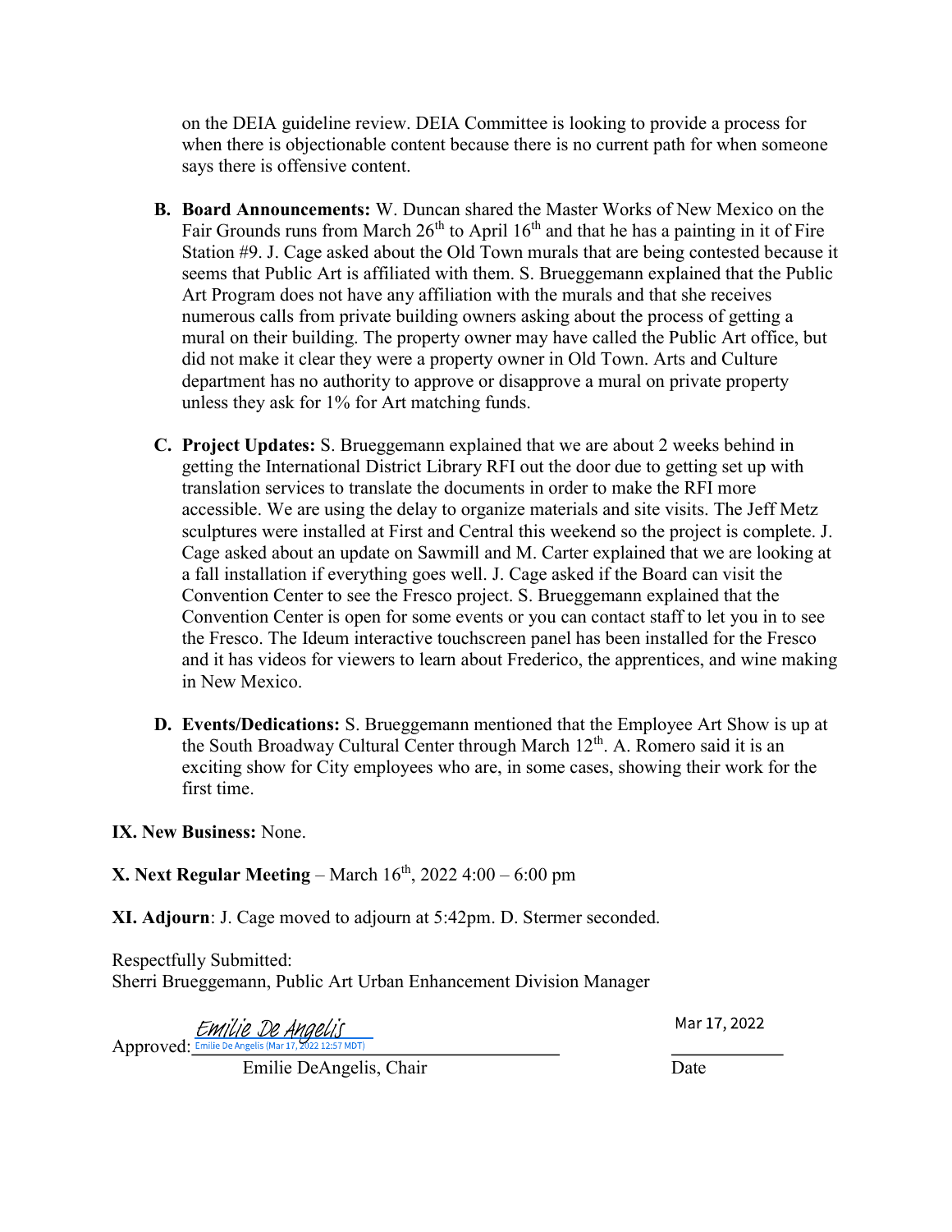on the DEIA guideline review. DEIA Committee is looking to provide a process for when there is objectionable content because there is no current path for when someone says there is offensive content.

**B. Board Announcements:** W. Duncan shared the Master Works of New Mexico on the Fair Grounds runs from March 26th to April 16th and that he has a painting in it of Fire Station #9. J. Cage asked about the Old Town murals that are being contested because it seems that Public Art is affiliated with them. S. Brueggemann explained that the Public Art Program does not have any affiliation with the murals and that she receives numerous calls from private building owners asking about the process of getting a mural on their building. The property owner may have called the Public Art office, but did not make it clear they were a property owner in Old Town. Arts and Culture department has no authority to approve or disapprove a mural on private property unless they ask for 1% for Art matching funds.

**C. Project Updates:** S. Brueggemann explained that we are about 2 weeks behind in getting the International District Library RFI out the door due to getting set up with translation services to translate the documents in order to make the RFI more accessible. We are using the delay to organize materials and site visits. The Jeff Metz sculptures were installed at First and Central this weekend so the project is complete. J. Cage asked about an update on Sawmill and M. Carter explained that we are looking at a fall installation if everything goes well. J. Cage asked if the Board can visit the Convention Center to see the Fresco project. S. Brueggemann explained that the Convention Center is open for some events or you can contact staff to let you in to see the Fresco. The Ideum interactive touchscreen panel has been installed for the Fresco and it has videos for viewers to learn about Frederico, the apprentices, and wine making in New Mexico.

**D. Events/Dedications:** S. Brueggemann mentioned that the Employee Art Show is up at the South Broadway Cultural Center through March 12th. A. Romero said it is an exciting show for City employees who are, in some cases, showing their work for the first time.

**IX. New Business:** None.

**X. Next Regular Meeting** – March 16th, 2022 4:00 – 6:00 pm

**XI. Adjourn**: J. Cage moved to adjourn at 5:42pm. D. Stermer seconded.

Respectfully Submitted:
Sherri Brueggemann, Public Art Urban Enhancement Division Manager

Approved: *Emilie De Angelis* Emilie De Angelis (Mar 17, 2022 12:57 MDT) &nbsp;&nbsp;&nbsp;&nbsp; Mar 17, 2022

Emilie DeAngelis, Chair &nbsp;&nbsp;&nbsp;&nbsp; Date